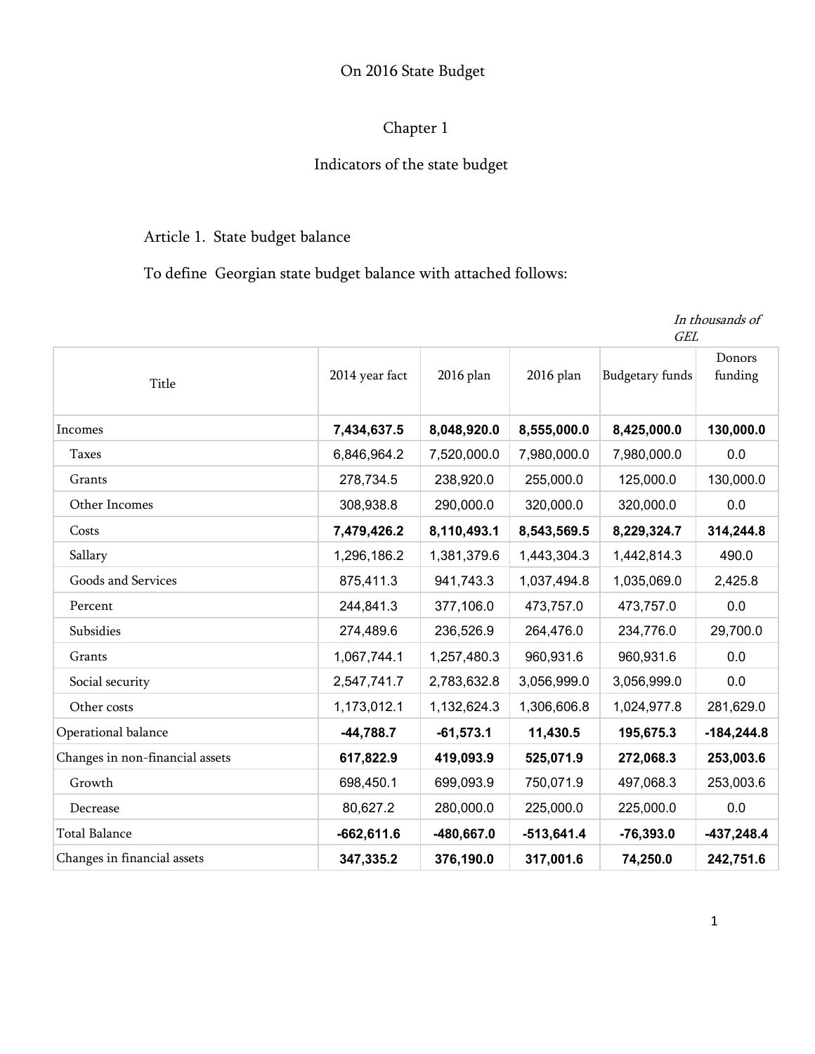# On 2016 State Budget

## Chapter 1

## Indicators of the state budget

### Article 1. State budget balance

To define Georgian state budget balance with attached follows:

*In thousands of GEL*

| Title | 2014 year fact | 2016 plan | 2016 plan | Budgetary funds | Donors funding |
|---|---|---|---|---|---|
| Incomes | **7,434,637.5** | **8,048,920.0** | **8,555,000.0** | **8,425,000.0** | **130,000.0** |
| Taxes | 6,846,964.2 | 7,520,000.0 | 7,980,000.0 | 7,980,000.0 | 0.0 |
| Grants | 278,734.5 | 238,920.0 | 255,000.0 | 125,000.0 | 130,000.0 |
| Other Incomes | 308,938.8 | 290,000.0 | 320,000.0 | 320,000.0 | 0.0 |
| Costs | **7,479,426.2** | **8,110,493.1** | **8,543,569.5** | **8,229,324.7** | **314,244.8** |
| Sallary | 1,296,186.2 | 1,381,379.6 | 1,443,304.3 | 1,442,814.3 | 490.0 |
| Goods and Services | 875,411.3 | 941,743.3 | 1,037,494.8 | 1,035,069.0 | 2,425.8 |
| Percent | 244,841.3 | 377,106.0 | 473,757.0 | 473,757.0 | 0.0 |
| Subsidies | 274,489.6 | 236,526.9 | 264,476.0 | 234,776.0 | 29,700.0 |
| Grants | 1,067,744.1 | 1,257,480.3 | 960,931.6 | 960,931.6 | 0.0 |
| Social security | 2,547,741.7 | 2,783,632.8 | 3,056,999.0 | 3,056,999.0 | 0.0 |
| Other costs | 1,173,012.1 | 1,132,624.3 | 1,306,606.8 | 1,024,977.8 | 281,629.0 |
| Operational balance | **-44,788.7** | **-61,573.1** | **11,430.5** | **195,675.3** | **-184,244.8** |
| Changes in non-financial assets | **617,822.9** | **419,093.9** | **525,071.9** | **272,068.3** | **253,003.6** |
| Growth | 698,450.1 | 699,093.9 | 750,071.9 | 497,068.3 | 253,003.6 |
| Decrease | 80,627.2 | 280,000.0 | 225,000.0 | 225,000.0 | 0.0 |
| Total Balance | **-662,611.6** | **-480,667.0** | **-513,641.4** | **-76,393.0** | **-437,248.4** |
| Changes in financial assets | **347,335.2** | **376,190.0** | **317,001.6** | **74,250.0** | **242,751.6** |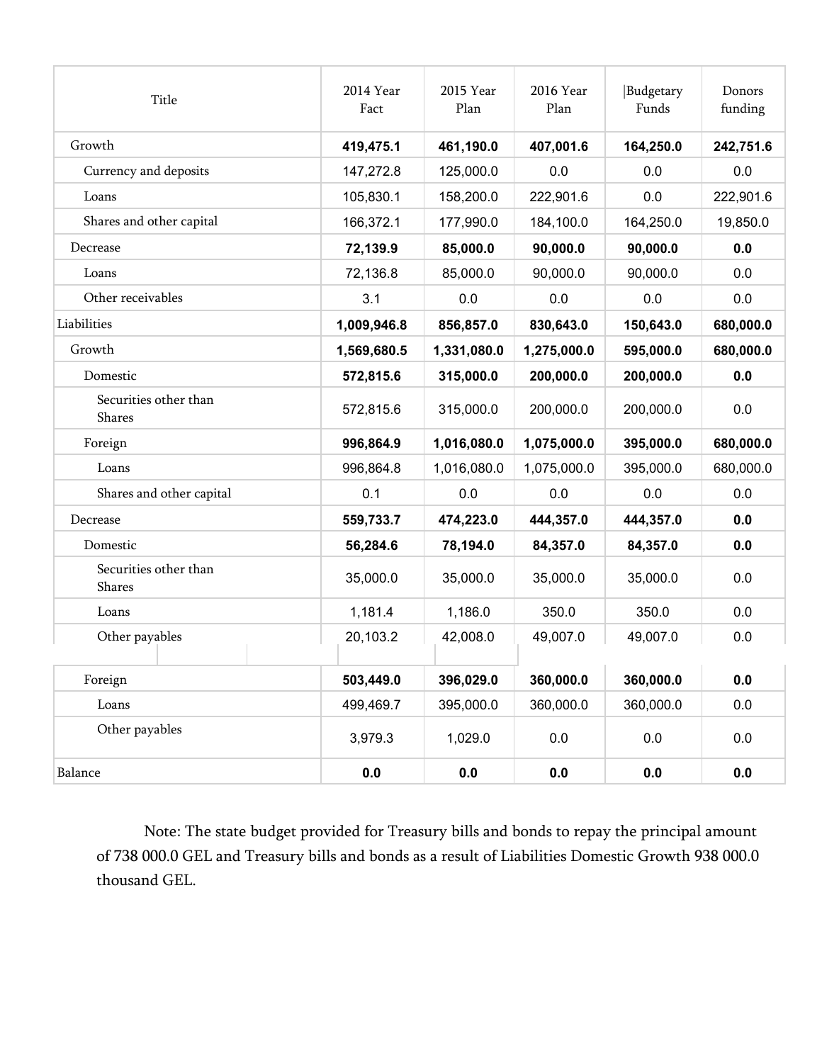| Title | 2014 Year Fact | 2015 Year Plan | 2016 Year Plan | Budgetary Funds | Donors funding |
|---|---|---|---|---|---|
| Growth | **419,475.1** | **461,190.0** | **407,001.6** | **164,250.0** | **242,751.6** |
| Currency and deposits | 147,272.8 | 125,000.0 | 0.0 | 0.0 | 0.0 |
| Loans | 105,830.1 | 158,200.0 | 222,901.6 | 0.0 | 222,901.6 |
| Shares and other capital | 166,372.1 | 177,990.0 | 184,100.0 | 164,250.0 | 19,850.0 |
| Decrease | **72,139.9** | **85,000.0** | **90,000.0** | **90,000.0** | **0.0** |
| Loans | 72,136.8 | 85,000.0 | 90,000.0 | 90,000.0 | 0.0 |
| Other receivables | 3.1 | 0.0 | 0.0 | 0.0 | 0.0 |
| Liabilities | **1,009,946.8** | **856,857.0** | **830,643.0** | **150,643.0** | **680,000.0** |
| Growth | **1,569,680.5** | **1,331,080.0** | **1,275,000.0** | **595,000.0** | **680,000.0** |
| Domestic | **572,815.6** | **315,000.0** | **200,000.0** | **200,000.0** | **0.0** |
| Securities other than Shares | 572,815.6 | 315,000.0 | 200,000.0 | 200,000.0 | 0.0 |
| Foreign | **996,864.9** | **1,016,080.0** | **1,075,000.0** | **395,000.0** | **680,000.0** |
| Loans | 996,864.8 | 1,016,080.0 | 1,075,000.0 | 395,000.0 | 680,000.0 |
| Shares and other capital | 0.1 | 0.0 | 0.0 | 0.0 | 0.0 |
| Decrease | **559,733.7** | **474,223.0** | **444,357.0** | **444,357.0** | **0.0** |
| Domestic | **56,284.6** | **78,194.0** | **84,357.0** | **84,357.0** | **0.0** |
| Securities other than Shares | 35,000.0 | 35,000.0 | 35,000.0 | 35,000.0 | 0.0 |
| Loans | 1,181.4 | 1,186.0 | 350.0 | 350.0 | 0.0 |
| Other payables | 20,103.2 | 42,008.0 | 49,007.0 | 49,007.0 | 0.0 |
| Foreign | **503,449.0** | **396,029.0** | **360,000.0** | **360,000.0** | **0.0** |
| Loans | 499,469.7 | 395,000.0 | 360,000.0 | 360,000.0 | 0.0 |
| Other payables | 3,979.3 | 1,029.0 | 0.0 | 0.0 | 0.0 |
| Balance | **0.0** | **0.0** | **0.0** | **0.0** | **0.0** |

Note: The state budget provided for Treasury bills and bonds to repay the principal amount of 738 000.0 GEL and Treasury bills and bonds as a result of Liabilities Domestic Growth 938 000.0 thousand GEL.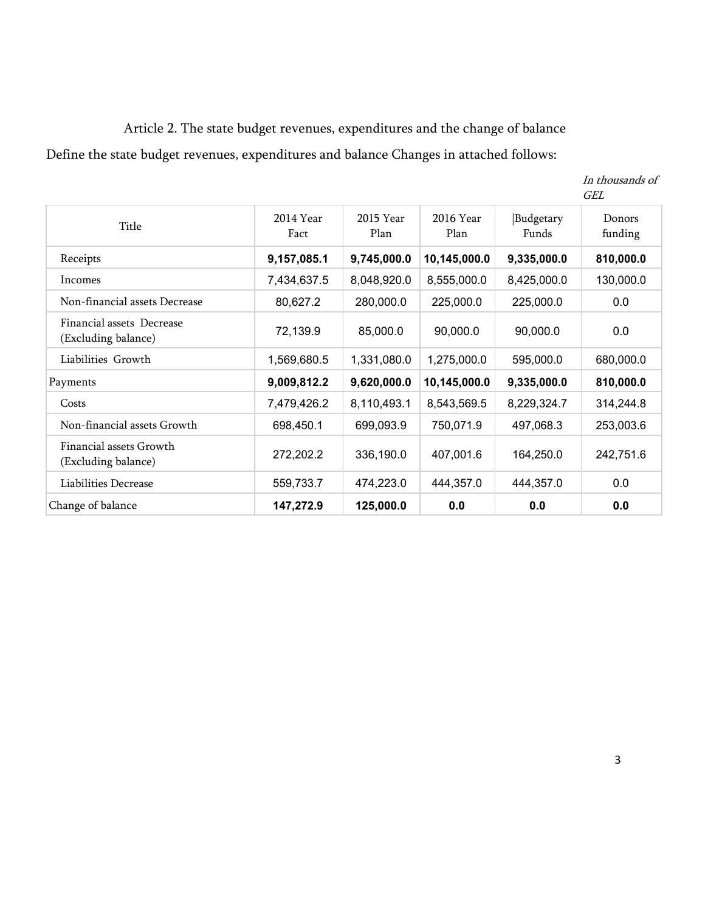Article 2. The state budget revenues, expenditures and the change of balance

Define the state budget revenues, expenditures and balance Changes in attached follows:

*In thousands of GEL*

| Title | 2014 Year Fact | 2015 Year Plan | 2016 Year Plan | \|Budgetary Funds | Donors funding |
|---|---|---|---|---|---|
| Receipts | **9,157,085.1** | **9,745,000.0** | **10,145,000.0** | **9,335,000.0** | **810,000.0** |
| Incomes | 7,434,637.5 | 8,048,920.0 | 8,555,000.0 | 8,425,000.0 | 130,000.0 |
| Non-financial assets Decrease | 80,627.2 | 280,000.0 | 225,000.0 | 225,000.0 | 0.0 |
| Financial assets Decrease (Excluding balance) | 72,139.9 | 85,000.0 | 90,000.0 | 90,000.0 | 0.0 |
| Liabilities Growth | 1,569,680.5 | 1,331,080.0 | 1,275,000.0 | 595,000.0 | 680,000.0 |
| Payments | **9,009,812.2** | **9,620,000.0** | **10,145,000.0** | **9,335,000.0** | **810,000.0** |
| Costs | 7,479,426.2 | 8,110,493.1 | 8,543,569.5 | 8,229,324.7 | 314,244.8 |
| Non-financial assets Growth | 698,450.1 | 699,093.9 | 750,071.9 | 497,068.3 | 253,003.6 |
| Financial assets Growth (Excluding balance) | 272,202.2 | 336,190.0 | 407,001.6 | 164,250.0 | 242,751.6 |
| Liabilities Decrease | 559,733.7 | 474,223.0 | 444,357.0 | 444,357.0 | 0.0 |
| Change of balance | **147,272.9** | **125,000.0** | **0.0** | **0.0** | **0.0** |